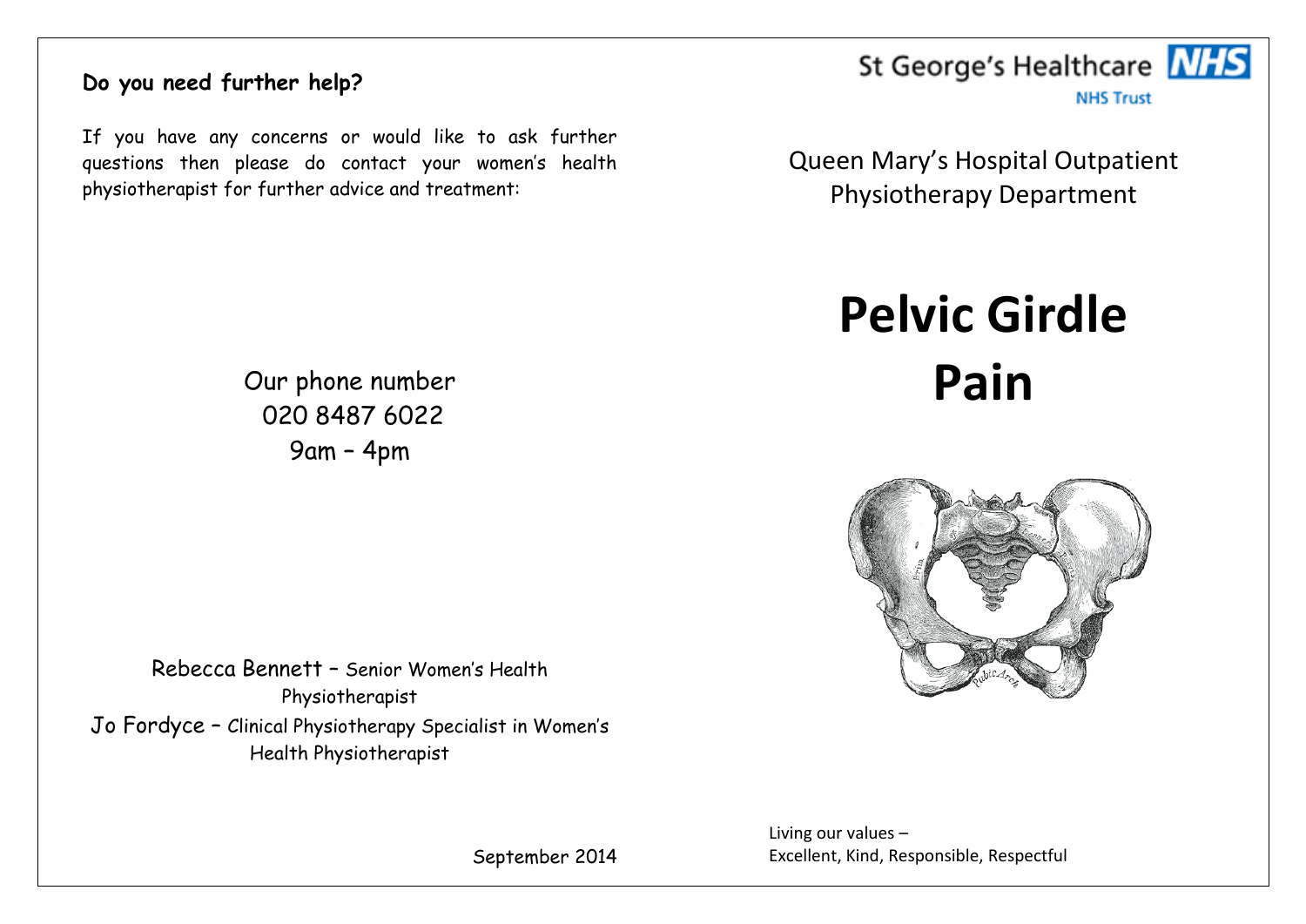## Do you need further help?

If you have any concerns or would like to ask further questions then please do contact your women's health physiotherapist for further advice and treatment:

Our phone number
020 8487 6022
9am – 4pm

Rebecca Bennett – Senior Women's Health Physiotherapist

Jo Fordyce – Clinical Physiotherapy Specialist in Women's Health Physiotherapist

September 2014

St George's Healthcare NHS Trust

Queen Mary's Hospital Outpatient Physiotherapy Department

# Pelvic Girdle Pain

Living our values –
Excellent, Kind, Responsible, Respectful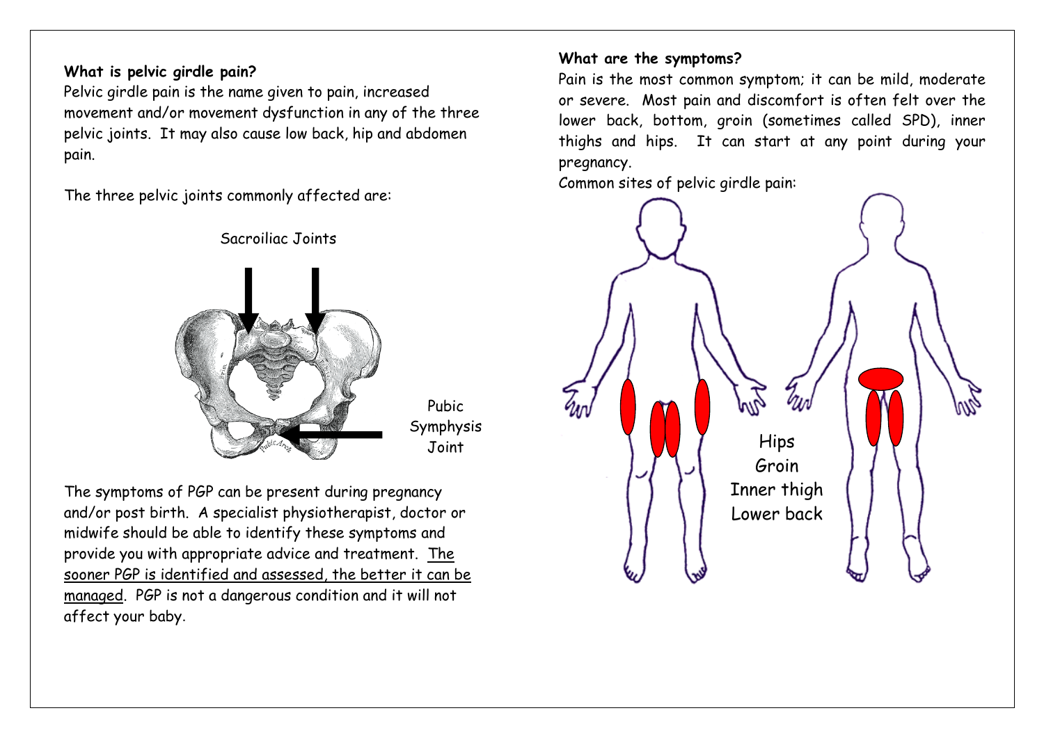**What is pelvic girdle pain?**

Pelvic girdle pain is the name given to pain, increased movement and/or movement dysfunction in any of the three pelvic joints. It may also cause low back, hip and abdomen pain.

The three pelvic joints commonly affected are:

Sacroiliac Joints

Pubic Symphysis Joint

The symptoms of PGP can be present during pregnancy and/or post birth. A specialist physiotherapist, doctor or midwife should be able to identify these symptoms and provide you with appropriate advice and treatment. <u>The sooner PGP is identified and assessed, the better it can be managed</u>. PGP is not a dangerous condition and it will not affect your baby.

**What are the symptoms?**

Pain is the most common symptom; it can be mild, moderate or severe. Most pain and discomfort is often felt over the lower back, bottom, groin (sometimes called SPD), inner thighs and hips. It can start at any point during your pregnancy.

Common sites of pelvic girdle pain:

Hips
Groin
Inner thigh
Lower back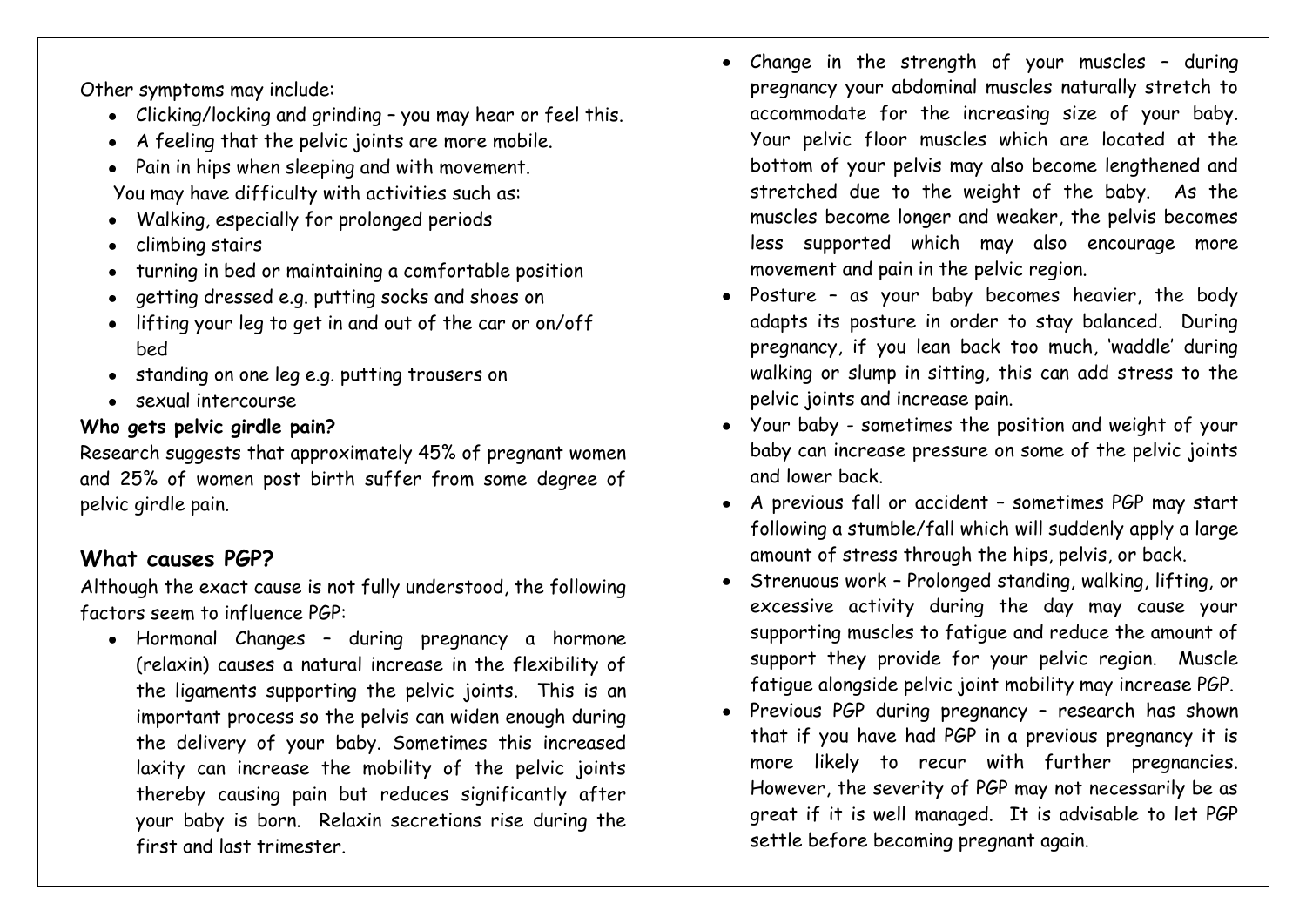Other symptoms may include:

- Clicking/locking and grinding – you may hear or feel this.
- A feeling that the pelvic joints are more mobile.
- Pain in hips when sleeping and with movement.

You may have difficulty with activities such as:

- Walking, especially for prolonged periods
- climbing stairs
- turning in bed or maintaining a comfortable position
- getting dressed e.g. putting socks and shoes on
- lifting your leg to get in and out of the car or on/off bed
- standing on one leg e.g. putting trousers on
- sexual intercourse

**Who gets pelvic girdle pain?**

Research suggests that approximately 45% of pregnant women and 25% of women post birth suffer from some degree of pelvic girdle pain.

## What causes PGP?

Although the exact cause is not fully understood, the following factors seem to influence PGP:

- Hormonal Changes – during pregnancy a hormone (relaxin) causes a natural increase in the flexibility of the ligaments supporting the pelvic joints. This is an important process so the pelvis can widen enough during the delivery of your baby. Sometimes this increased laxity can increase the mobility of the pelvic joints thereby causing pain but reduces significantly after your baby is born. Relaxin secretions rise during the first and last trimester.
- Change in the strength of your muscles – during pregnancy your abdominal muscles naturally stretch to accommodate for the increasing size of your baby. Your pelvic floor muscles which are located at the bottom of your pelvis may also become lengthened and stretched due to the weight of the baby. As the muscles become longer and weaker, the pelvis becomes less supported which may also encourage more movement and pain in the pelvic region.
- Posture – as your baby becomes heavier, the body adapts its posture in order to stay balanced. During pregnancy, if you lean back too much, 'waddle' during walking or slump in sitting, this can add stress to the pelvic joints and increase pain.
- Your baby - sometimes the position and weight of your baby can increase pressure on some of the pelvic joints and lower back.
- A previous fall or accident – sometimes PGP may start following a stumble/fall which will suddenly apply a large amount of stress through the hips, pelvis, or back.
- Strenuous work – Prolonged standing, walking, lifting, or excessive activity during the day may cause your supporting muscles to fatigue and reduce the amount of support they provide for your pelvic region. Muscle fatigue alongside pelvic joint mobility may increase PGP.
- Previous PGP during pregnancy – research has shown that if you have had PGP in a previous pregnancy it is more likely to recur with further pregnancies. However, the severity of PGP may not necessarily be as great if it is well managed. It is advisable to let PGP settle before becoming pregnant again.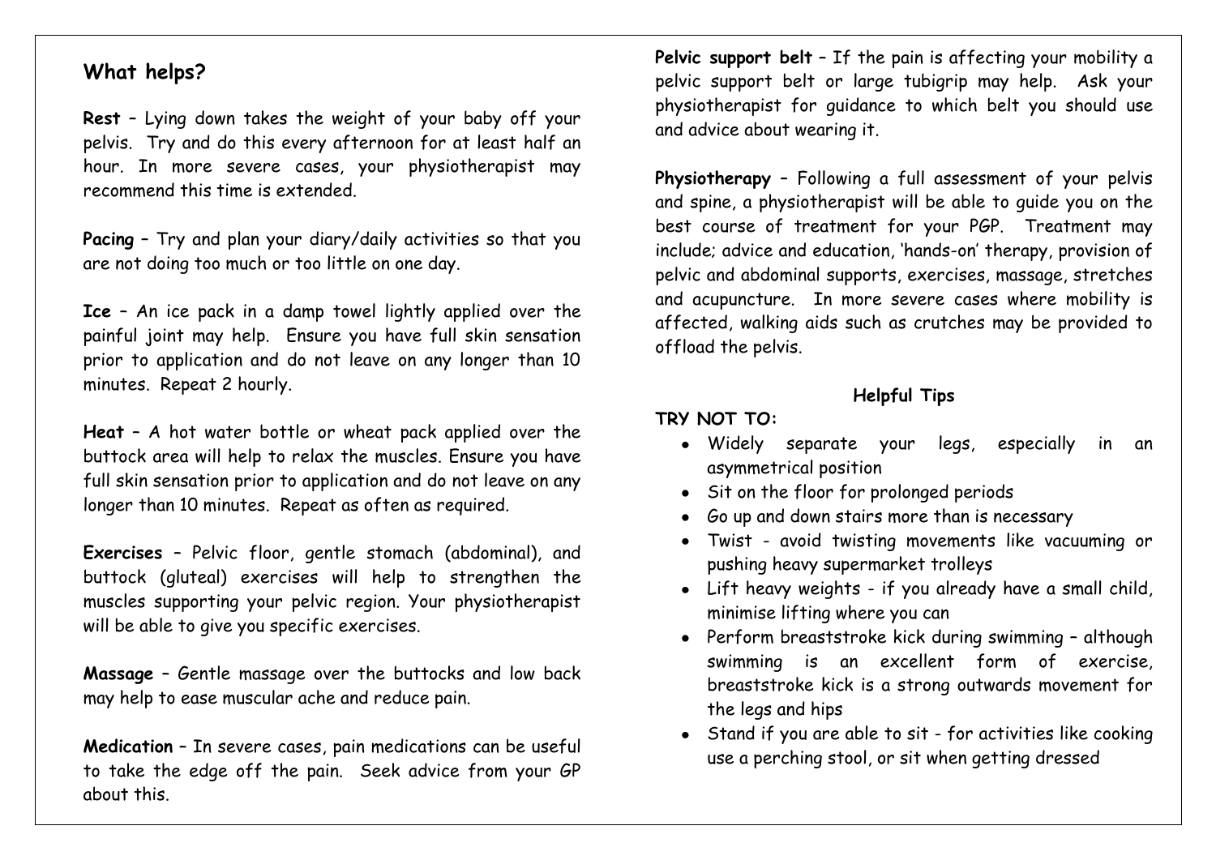## What helps?

**Rest** – Lying down takes the weight of your baby off your pelvis. Try and do this every afternoon for at least half an hour. In more severe cases, your physiotherapist may recommend this time is extended.

**Pacing** – Try and plan your diary/daily activities so that you are not doing too much or too little on one day.

**Ice** – An ice pack in a damp towel lightly applied over the painful joint may help. Ensure you have full skin sensation prior to application and do not leave on any longer than 10 minutes. Repeat 2 hourly.

**Heat** – A hot water bottle or wheat pack applied over the buttock area will help to relax the muscles. Ensure you have full skin sensation prior to application and do not leave on any longer than 10 minutes. Repeat as often as required.

**Exercises** – Pelvic floor, gentle stomach (abdominal), and buttock (gluteal) exercises will help to strengthen the muscles supporting your pelvic region. Your physiotherapist will be able to give you specific exercises.

**Massage** – Gentle massage over the buttocks and low back may help to ease muscular ache and reduce pain.

**Medication** – In severe cases, pain medications can be useful to take the edge off the pain. Seek advice from your GP about this.

**Pelvic support belt** – If the pain is affecting your mobility a pelvic support belt or large tubigrip may help. Ask your physiotherapist for guidance to which belt you should use and advice about wearing it.

**Physiotherapy** – Following a full assessment of your pelvis and spine, a physiotherapist will be able to guide you on the best course of treatment for your PGP. Treatment may include; advice and education, 'hands-on' therapy, provision of pelvic and abdominal supports, exercises, massage, stretches and acupuncture. In more severe cases where mobility is affected, walking aids such as crutches may be provided to offload the pelvis.

### Helpful Tips

**TRY NOT TO:**

- Widely separate your legs, especially in an asymmetrical position
- Sit on the floor for prolonged periods
- Go up and down stairs more than is necessary
- Twist - avoid twisting movements like vacuuming or pushing heavy supermarket trolleys
- Lift heavy weights - if you already have a small child, minimise lifting where you can
- Perform breaststroke kick during swimming – although swimming is an excellent form of exercise, breaststroke kick is a strong outwards movement for the legs and hips
- Stand if you are able to sit - for activities like cooking use a perching stool, or sit when getting dressed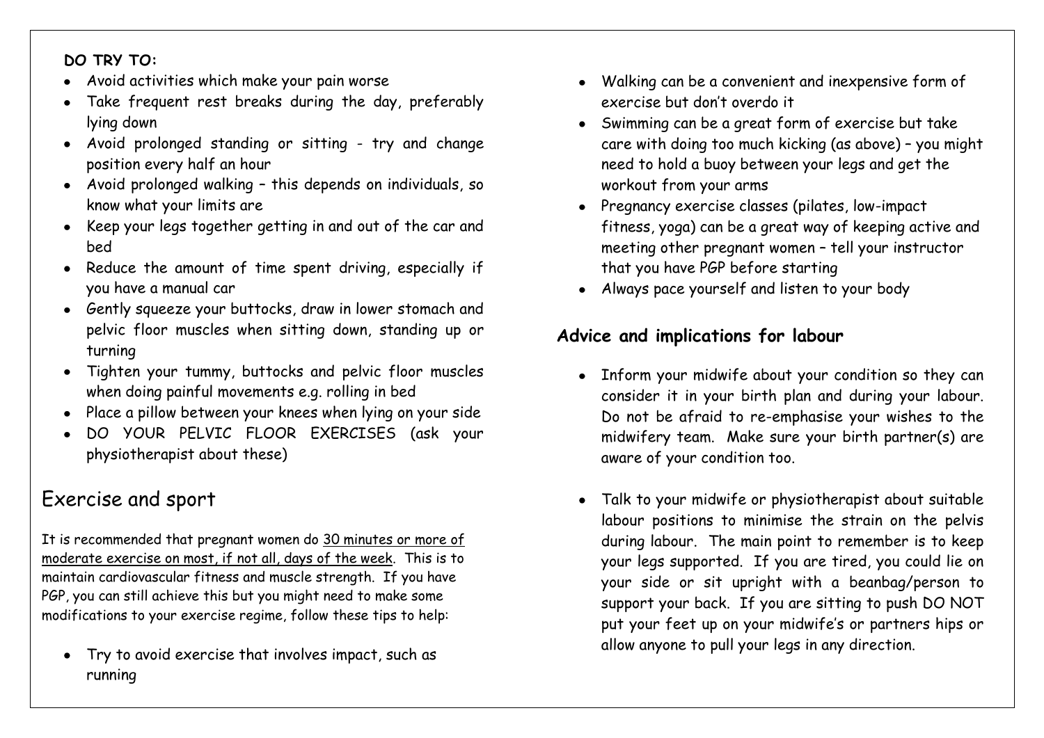**DO TRY TO:**

- Avoid activities which make your pain worse
- Take frequent rest breaks during the day, preferably lying down
- Avoid prolonged standing or sitting - try and change position every half an hour
- Avoid prolonged walking – this depends on individuals, so know what your limits are
- Keep your legs together getting in and out of the car and bed
- Reduce the amount of time spent driving, especially if you have a manual car
- Gently squeeze your buttocks, draw in lower stomach and pelvic floor muscles when sitting down, standing up or turning
- Tighten your tummy, buttocks and pelvic floor muscles when doing painful movements e.g. rolling in bed
- Place a pillow between your knees when lying on your side
- DO YOUR PELVIC FLOOR EXERCISES (ask your physiotherapist about these)

# Exercise and sport

It is recommended that pregnant women do <u>30 minutes or more of moderate exercise on most, if not all, days of the week</u>. This is to maintain cardiovascular fitness and muscle strength. If you have PGP, you can still achieve this but you might need to make some modifications to your exercise regime, follow these tips to help:

- Try to avoid exercise that involves impact, such as running
- Walking can be a convenient and inexpensive form of exercise but don't overdo it
- Swimming can be a great form of exercise but take care with doing too much kicking (as above) – you might need to hold a buoy between your legs and get the workout from your arms
- Pregnancy exercise classes (pilates, low-impact fitness, yoga) can be a great way of keeping active and meeting other pregnant women – tell your instructor that you have PGP before starting
- Always pace yourself and listen to your body

## Advice and implications for labour

- Inform your midwife about your condition so they can consider it in your birth plan and during your labour. Do not be afraid to re-emphasise your wishes to the midwifery team. Make sure your birth partner(s) are aware of your condition too.

- Talk to your midwife or physiotherapist about suitable labour positions to minimise the strain on the pelvis during labour. The main point to remember is to keep your legs supported. If you are tired, you could lie on your side or sit upright with a beanbag/person to support your back. If you are sitting to push DO NOT put your feet up on your midwife's or partners hips or allow anyone to pull your legs in any direction.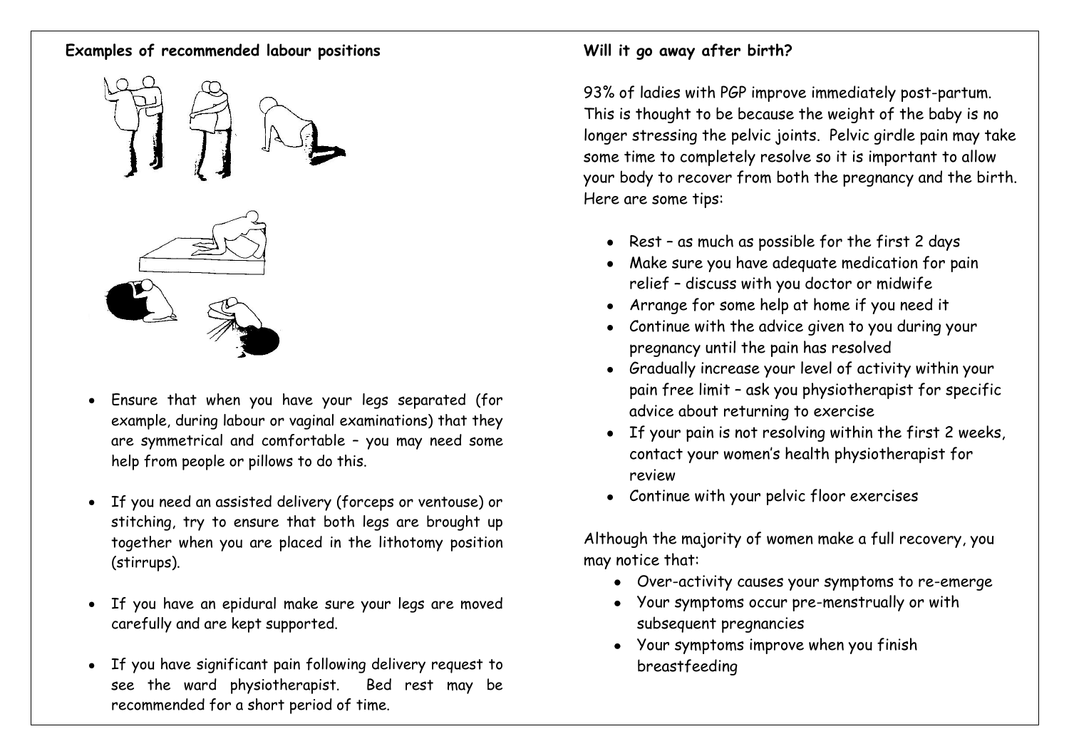**Examples of recommended labour positions**

- Ensure that when you have your legs separated (for example, during labour or vaginal examinations) that they are symmetrical and comfortable – you may need some help from people or pillows to do this.

- If you need an assisted delivery (forceps or ventouse) or stitching, try to ensure that both legs are brought up together when you are placed in the lithotomy position (stirrups).

- If you have an epidural make sure your legs are moved carefully and are kept supported.

- If you have significant pain following delivery request to see the ward physiotherapist. Bed rest may be recommended for a short period of time.

**Will it go away after birth?**

93% of ladies with PGP improve immediately post-partum. This is thought to be because the weight of the baby is no longer stressing the pelvic joints. Pelvic girdle pain may take some time to completely resolve so it is important to allow your body to recover from both the pregnancy and the birth. Here are some tips:

- Rest – as much as possible for the first 2 days
- Make sure you have adequate medication for pain relief – discuss with you doctor or midwife
- Arrange for some help at home if you need it
- Continue with the advice given to you during your pregnancy until the pain has resolved
- Gradually increase your level of activity within your pain free limit – ask you physiotherapist for specific advice about returning to exercise
- If your pain is not resolving within the first 2 weeks, contact your women's health physiotherapist for review
- Continue with your pelvic floor exercises

Although the majority of women make a full recovery, you may notice that:

- Over-activity causes your symptoms to re-emerge
- Your symptoms occur pre-menstrually or with subsequent pregnancies
- Your symptoms improve when you finish breastfeeding